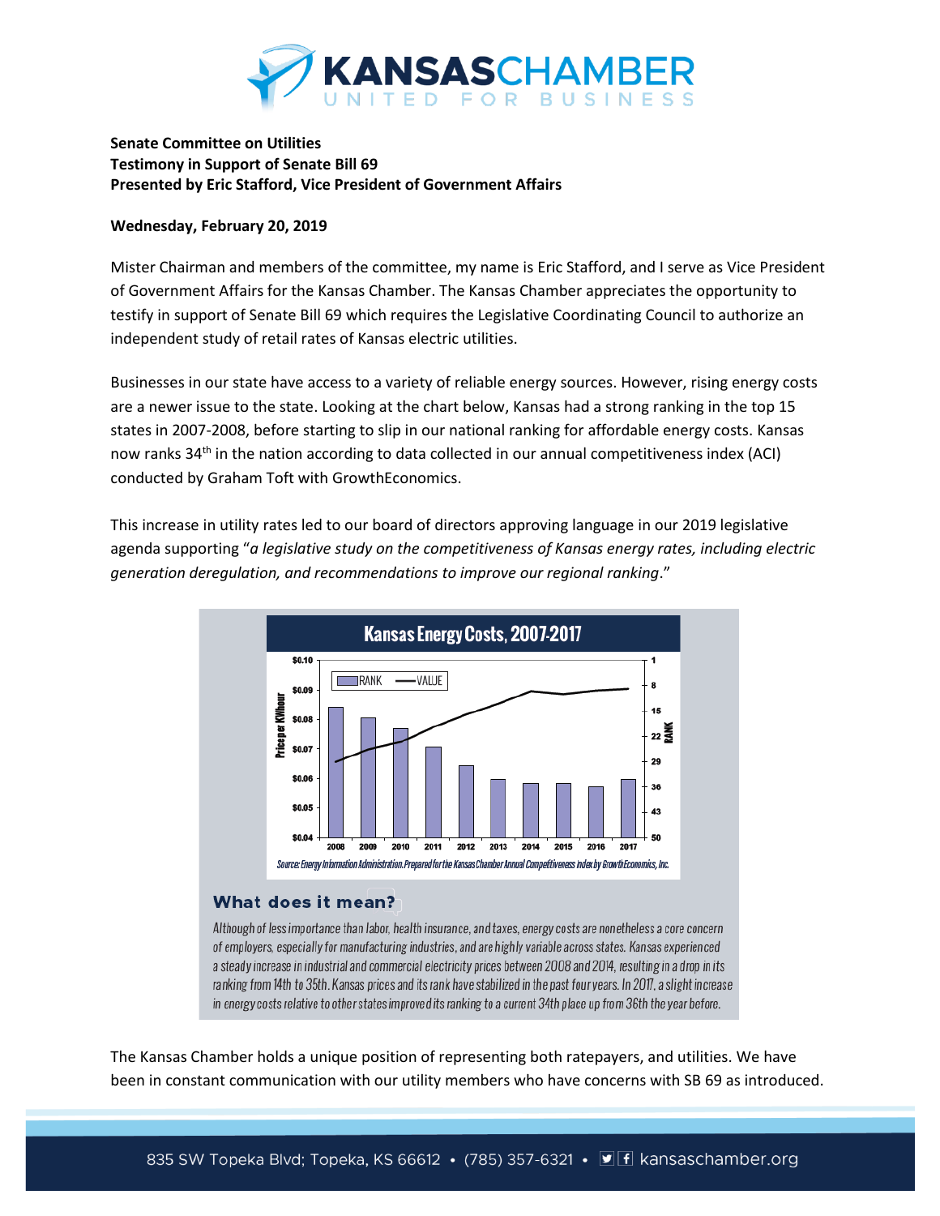**Senate Committee on Utilities**
**Testimony in Support of Senate Bill 69**
**Presented by Eric Stafford, Vice President of Government Affairs**

**Wednesday, February 20, 2019**

Mister Chairman and members of the committee, my name is Eric Stafford, and I serve as Vice President of Government Affairs for the Kansas Chamber. The Kansas Chamber appreciates the opportunity to testify in support of Senate Bill 69 which requires the Legislative Coordinating Council to authorize an independent study of retail rates of Kansas electric utilities.

Businesses in our state have access to a variety of reliable energy sources. However, rising energy costs are a newer issue to the state. Looking at the chart below, Kansas had a strong ranking in the top 15 states in 2007-2008, before starting to slip in our national ranking for affordable energy costs. Kansas now ranks 34th in the nation according to data collected in our annual competitiveness index (ACI) conducted by Graham Toft with GrowthEconomics.

This increase in utility rates led to our board of directors approving language in our 2019 legislative agenda supporting "*a legislative study on the competitiveness of Kansas energy rates, including electric generation deregulation, and recommendations to improve our regional ranking*."

**Kansas Energy Costs, 2007-2017**

Source: Energy Information Administration. Prepared for the Kansas Chamber Annual Competitiveness Index by GrowthEconomics, Inc.

### What does it mean?

Although of less importance than labor, health insurance, and taxes, energy costs are nonetheless a core concern of employers, especially for manufacturing industries, and are highly variable across states. Kansas experienced a steady increase in industrial and commercial electricity prices between 2008 and 2014, resulting in a drop in its ranking from 14th to 35th. Kansas prices and its rank have stabilized in the past four years. In 2017, a slight increase in energy costs relative to other states improved its ranking to a current 34th place up from 36th the year before.

The Kansas Chamber holds a unique position of representing both ratepayers, and utilities. We have been in constant communication with our utility members who have concerns with SB 69 as introduced.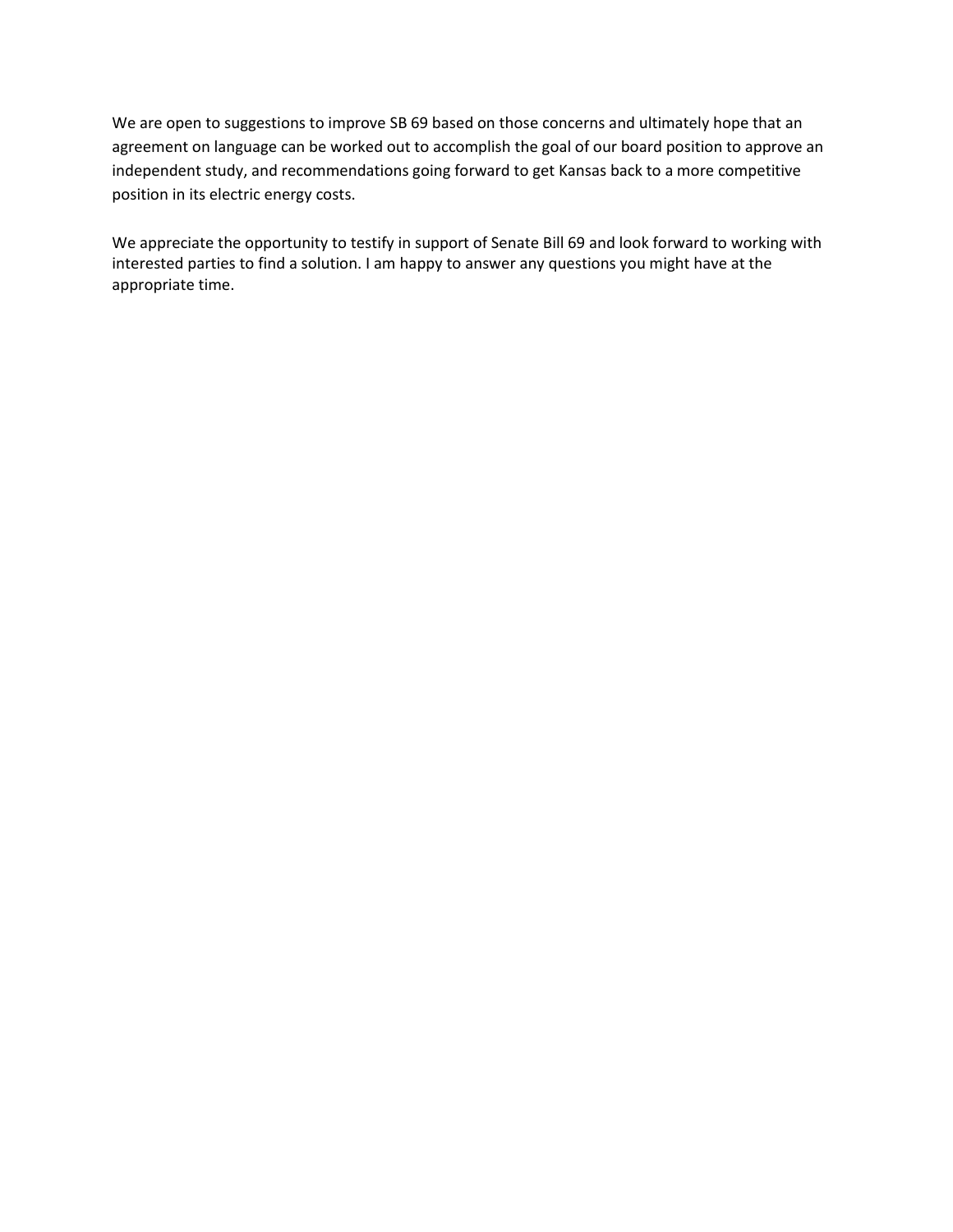We are open to suggestions to improve SB 69 based on those concerns and ultimately hope that an agreement on language can be worked out to accomplish the goal of our board position to approve an independent study, and recommendations going forward to get Kansas back to a more competitive position in its electric energy costs.

We appreciate the opportunity to testify in support of Senate Bill 69 and look forward to working with interested parties to find a solution. I am happy to answer any questions you might have at the appropriate time.